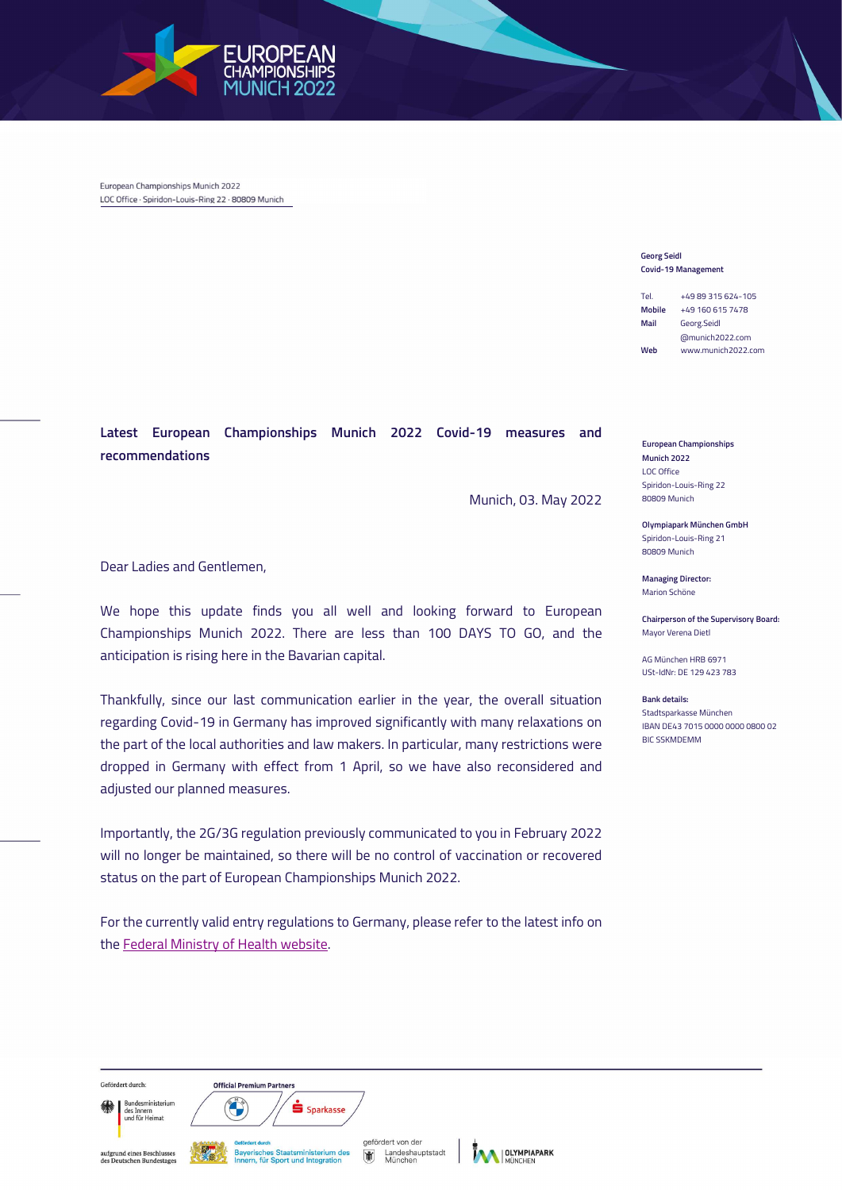European Championships Munich 2022
LOC Office · Spiridon-Louis-Ring 22 · 80809 Munich

**Georg Seidl**
**Covid-19 Management**

Tel. +49 89 315 624-105
**Mobile** +49 160 615 7478
**Mail** Georg.Seidl@munich2022.com
**Web** www.munich2022.com

## Latest European Championships Munich 2022 Covid-19 measures and recommendations

Munich, 03. May 2022

Dear Ladies and Gentlemen,

We hope this update finds you all well and looking forward to European Championships Munich 2022. There are less than 100 DAYS TO GO, and the anticipation is rising here in the Bavarian capital.

Thankfully, since our last communication earlier in the year, the overall situation regarding Covid-19 in Germany has improved significantly with many relaxations on the part of the local authorities and law makers. In particular, many restrictions were dropped in Germany with effect from 1 April, so we have also reconsidered and adjusted our planned measures.

Importantly, the 2G/3G regulation previously communicated to you in February 2022 will no longer be maintained, so there will be no control of vaccination or recovered status on the part of European Championships Munich 2022.

For the currently valid entry regulations to Germany, please refer to the latest info on the Federal Ministry of Health website.

**European Championships Munich 2022**
LOC Office
Spiridon-Louis-Ring 22
80809 Munich

**Olympiapark München GmbH**
Spiridon-Louis-Ring 21
80809 Munich

**Managing Director:**
Marion Schöne

**Chairperson of the Supervisory Board:**
Mayor Verena Dietl

AG München HRB 6971
USt-IdNr: DE 129 423 783

**Bank details:**
Stadtsparkasse München
IBAN DE43 7015 0000 0000 0800 02
BIC SSKMDEMM

Gefördert durch: Bundesministerium des Innern und für Heimat aufgrund eines Beschlusses des Deutschen Bundestages

**Official Premium Partners**

Sparkasse

Gefördert durch Bayerisches Staatsministerium des Innern, für Sport und Integration

gefördert von der Landeshauptstadt München

OLYMPIAPARK MÜNCHEN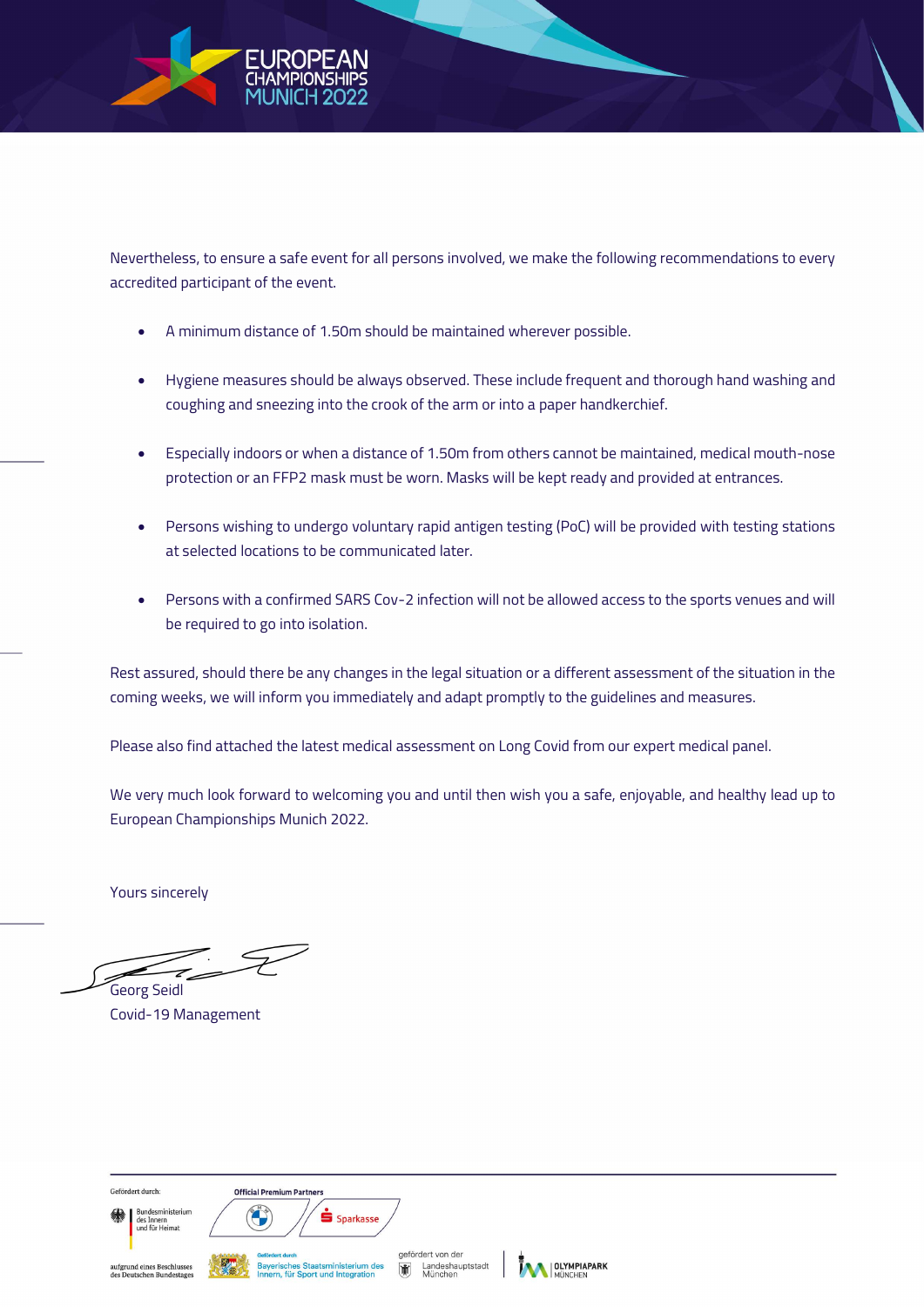Nevertheless, to ensure a safe event for all persons involved, we make the following recommendations to every accredited participant of the event.

- A minimum distance of 1.50m should be maintained wherever possible.
- Hygiene measures should be always observed. These include frequent and thorough hand washing and coughing and sneezing into the crook of the arm or into a paper handkerchief.
- Especially indoors or when a distance of 1.50m from others cannot be maintained, medical mouth-nose protection or an FFP2 mask must be worn. Masks will be kept ready and provided at entrances.
- Persons wishing to undergo voluntary rapid antigen testing (PoC) will be provided with testing stations at selected locations to be communicated later.
- Persons with a confirmed SARS Cov-2 infection will not be allowed access to the sports venues and will be required to go into isolation.

Rest assured, should there be any changes in the legal situation or a different assessment of the situation in the coming weeks, we will inform you immediately and adapt promptly to the guidelines and measures.

Please also find attached the latest medical assessment on Long Covid from our expert medical panel.

We very much look forward to welcoming you and until then wish you a safe, enjoyable, and healthy lead up to European Championships Munich 2022.

Yours sincerely

Georg Seidl
Covid-19 Management

Gefördert durch: Bundesministerium des Innern und für Heimat aufgrund eines Beschlusses des Deutschen Bundestages

Official Premium Partners: Sparkasse

Gefördert durch Bayerisches Staatsministerium des Innern, für Sport und Integration

gefördert von der Landeshauptstadt München

OLYMPIAPARK MÜNCHEN